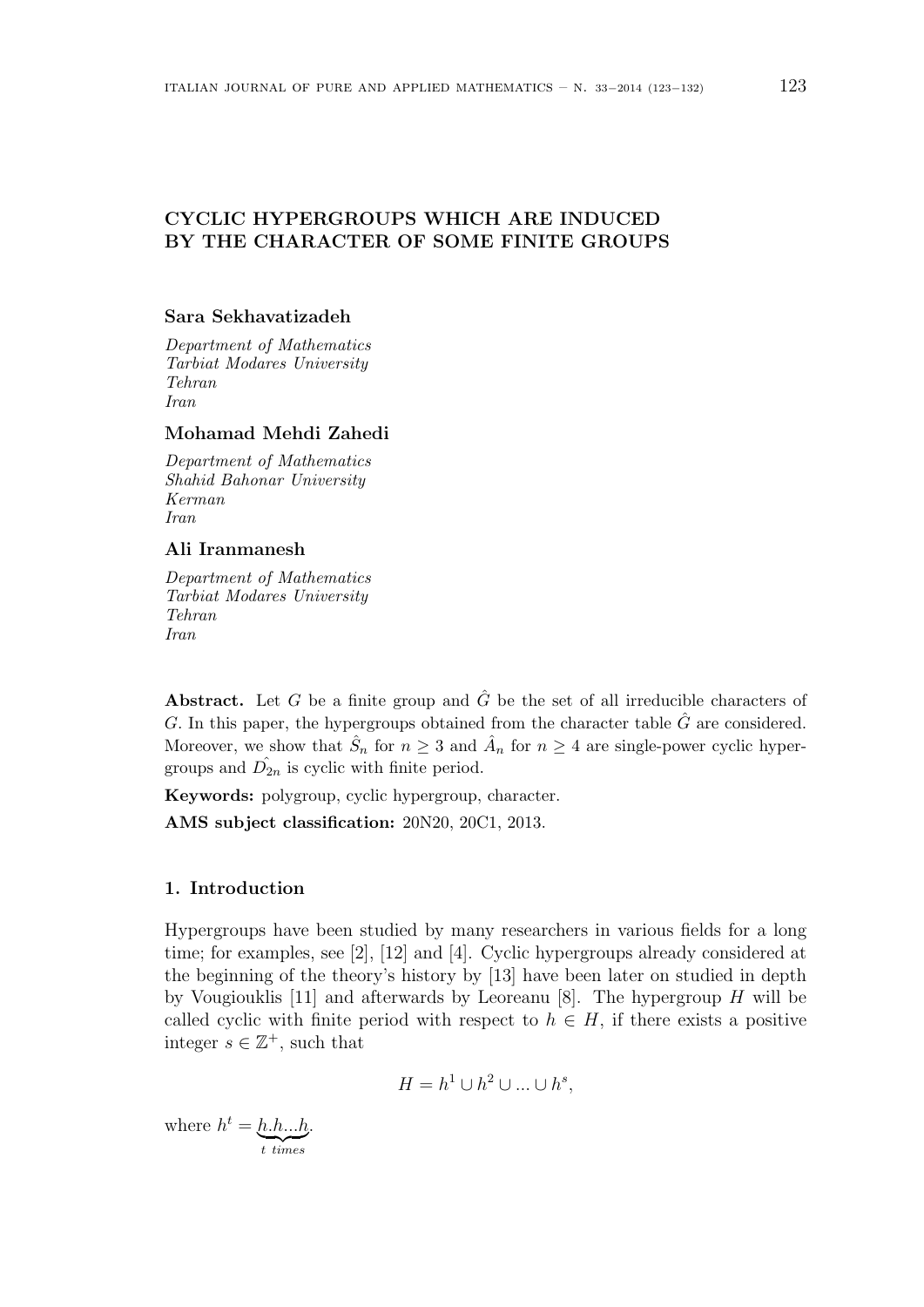# CYCLIC HYPERGROUPS WHICH ARE INDUCED BY THE CHARACTER OF SOME FINITE GROUPS

**Sara Sekhavatizadeh**

*Department of Mathematics*
*Tarbiat Modares University*
*Tehran*
*Iran*

**Mohamad Mehdi Zahedi**

*Department of Mathematics*
*Shahid Bahonar University*
*Kerman*
*Iran*

**Ali Iranmanesh**

*Department of Mathematics*
*Tarbiat Modares University*
*Tehran*
*Iran*

**Abstract.** Let $G$ be a finite group and $\hat{G}$ be the set of all irreducible characters of $G$. In this paper, the hypergroups obtained from the character table $\hat{G}$ are considered. Moreover, we show that $\hat{S}_n$ for $n \geq 3$ and $\hat{A}_n$ for $n \geq 4$ are single-power cyclic hypergroups and $\hat{D_{2n}}$ is cyclic with finite period.

**Keywords:** polygroup, cyclic hypergroup, character.

**AMS subject classification:** 20N20, 20C1, 2013.

## 1. Introduction

Hypergroups have been studied by many researchers in various fields for a long time; for examples, see [2], [12] and [4]. Cyclic hypergroups already considered at the beginning of the theory's history by [13] have been later on studied in depth by Vougiouklis [11] and afterwards by Leoreanu [8]. The hypergroup $H$ will be called cyclic with finite period with respect to $h \in H$, if there exists a positive integer $s \in \mathbb{Z}^+$, such that

$$H = h^1 \cup h^2 \cup ... \cup h^s,$$

where $h^t = \underbrace{h.h...h}_{t \ times}$.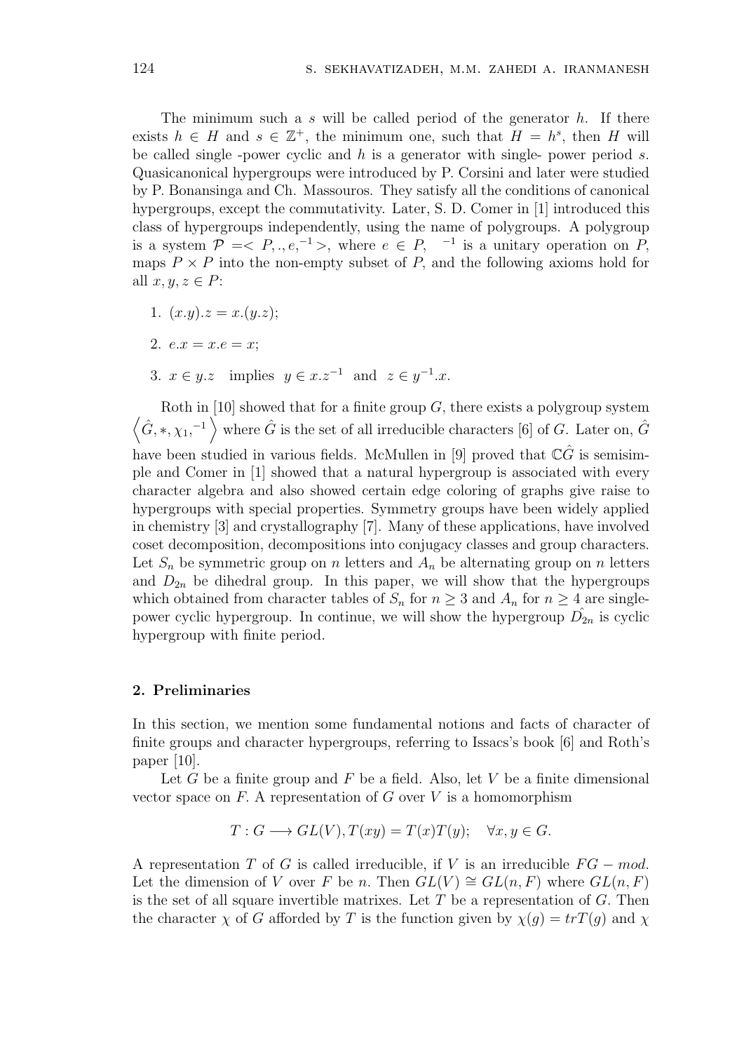The minimum such a $s$ will be called period of the generator $h$. If there exists $h \in H$ and $s \in \mathbb{Z}^+$, the minimum one, such that $H = h^s$, then $H$ will be called single -power cyclic and $h$ is a generator with single- power period $s$. Quasicanonical hypergroups were introduced by P. Corsini and later were studied by P. Bonansinga and Ch. Massouros. They satisfy all the conditions of canonical hypergroups, except the commutativity. Later, S. D. Comer in [1] introduced this class of hypergroups independently, using the name of polygroups. A polygroup is a system $\mathcal{P} =< P, ., e, ^{-1} >$, where $e \in P$, $^{-1}$ is a unitary operation on $P$, maps $P \times P$ into the non-empty subset of $P$, and the following axioms hold for all $x, y, z \in P$:

1. $(x.y).z = x.(y.z)$;
2. $e.x = x.e = x$;
3. $x \in y.z$ implies $y \in x.z^{-1}$ and $z \in y^{-1}.x$.

Roth in [10] showed that for a finite group $G$, there exists a polygroup system $\left\langle \hat{G}, *, \chi_1, ^{-1} \right\rangle$ where $\hat{G}$ is the set of all irreducible characters [6] of $G$. Later on, $\hat{G}$ have been studied in various fields. McMullen in [9] proved that $\mathbb{C}\hat{G}$ is semisimple and Comer in [1] showed that a natural hypergroup is associated with every character algebra and also showed certain edge coloring of graphs give raise to hypergroups with special properties. Symmetry groups have been widely applied in chemistry [3] and crystallography [7]. Many of these applications, have involved coset decomposition, decompositions into conjugacy classes and group characters. Let $S_n$ be symmetric group on $n$ letters and $A_n$ be alternating group on $n$ letters and $D_{2n}$ be dihedral group. In this paper, we will show that the hypergroups which obtained from character tables of $S_n$ for $n \geq 3$ and $A_n$ for $n \geq 4$ are single-power cyclic hypergroup. In continue, we will show the hypergroup $\hat{D_{2n}}$ is cyclic hypergroup with finite period.

## 2. Preliminaries

In this section, we mention some fundamental notions and facts of character of finite groups and character hypergroups, referring to Issacs's book [6] and Roth's paper [10].

Let $G$ be a finite group and $F$ be a field. Also, let $V$ be a finite dimensional vector space on $F$. A representation of $G$ over $V$ is a homomorphism

$$T : G \longrightarrow GL(V), T(xy) = T(x)T(y); \quad \forall x, y \in G.$$

A representation $T$ of $G$ is called irreducible, if $V$ is an irreducible $FG - mod$. Let the dimension of $V$ over $F$ be $n$. Then $GL(V) \cong GL(n, F)$ where $GL(n, F)$ is the set of all square invertible matrixes. Let $T$ be a representation of $G$. Then the character $\chi$ of $G$ afforded by $T$ is the function given by $\chi(g) = trT(g)$ and $\chi$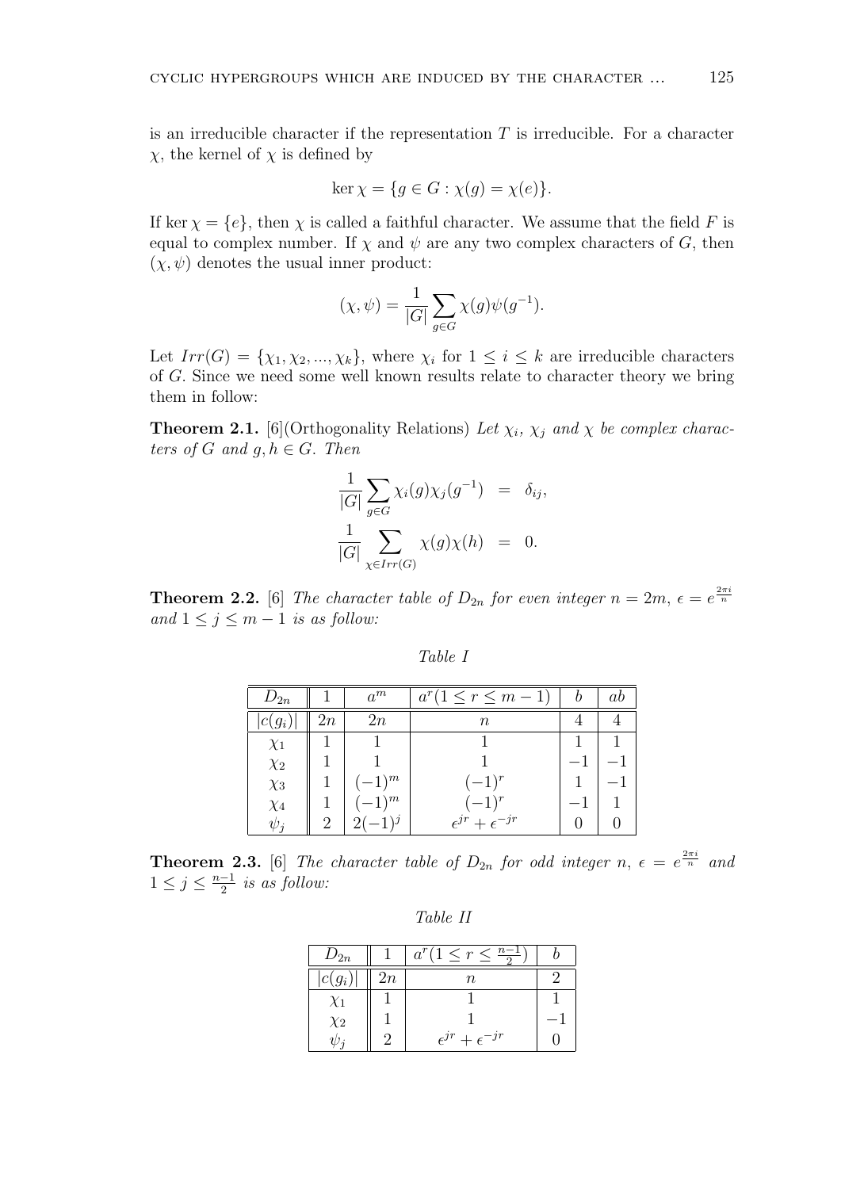is an irreducible character if the representation $T$ is irreducible. For a character $\chi$, the kernel of $\chi$ is defined by

$$\ker \chi = \{g \in G : \chi(g) = \chi(e)\}.$$

If $\ker \chi = \{e\}$, then $\chi$ is called a faithful character. We assume that the field $F$ is equal to complex number. If $\chi$ and $\psi$ are any two complex characters of $G$, then $(\chi, \psi)$ denotes the usual inner product:

$$(\chi, \psi) = \frac{1}{|G|} \sum_{g \in G} \chi(g)\psi(g^{-1}).$$

Let $Irr(G) = \{\chi_1, \chi_2, ..., \chi_k\}$, where $\chi_i$ for $1 \leq i \leq k$ are irreducible characters of $G$. Since we need some well known results relate to character theory we bring them in follow:

**Theorem 2.1.** [6](Orthogonality Relations) *Let $\chi_i$, $\chi_j$ and $\chi$ be complex characters of $G$ and $g, h \in G$. Then*

$$\frac{1}{|G|} \sum_{g \in G} \chi_i(g)\chi_j(g^{-1}) = \delta_{ij},$$

$$\frac{1}{|G|} \sum_{\chi \in Irr(G)} \chi(g)\chi(h) = 0.$$

**Theorem 2.2.** [6] *The character table of $D_{2n}$ for even integer $n = 2m$, $\epsilon = e^{\frac{2\pi i}{n}}$ and $1 \leq j \leq m-1$ is as follow:*

*Table I*

| $D_{2n}$ | $1$ | $a^m$ | $a^r(1 \leq r \leq m-1)$ | $b$ | $ab$ |
|---|---|---|---|---|---|
| $\lvert c(g_i)\rvert$ | $2n$ | $2n$ | $n$ | $4$ | $4$ |
| $\chi_1$ | $1$ | $1$ | $1$ | $1$ | $1$ |
| $\chi_2$ | $1$ | $1$ | $1$ | $-1$ | $-1$ |
| $\chi_3$ | $1$ | $(-1)^m$ | $(-1)^r$ | $1$ | $-1$ |
| $\chi_4$ | $1$ | $(-1)^m$ | $(-1)^r$ | $-1$ | $1$ |
| $\psi_j$ | $2$ | $2(-1)^j$ | $\epsilon^{jr} + \epsilon^{-jr}$ | $0$ | $0$ |

**Theorem 2.3.** [6] *The character table of $D_{2n}$ for odd integer $n$, $\epsilon = e^{\frac{2\pi i}{n}}$ and $1 \leq j \leq \frac{n-1}{2}$ is as follow:*

*Table II*

| $D_{2n}$ | $1$ | $a^r(1 \leq r \leq \frac{n-1}{2})$ | $b$ |
|---|---|---|---|
| $\lvert c(g_i)\rvert$ | $2n$ | $n$ | $2$ |
| $\chi_1$ | $1$ | $1$ | $1$ |
| $\chi_2$ | $1$ | $1$ | $-1$ |
| $\psi_j$ | $2$ | $\epsilon^{jr} + \epsilon^{-jr}$ | $0$ |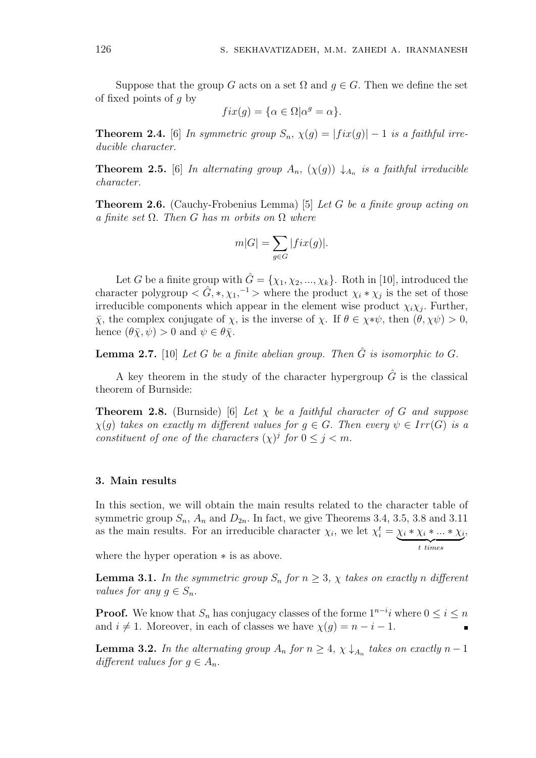Suppose that the group $G$ acts on a set $\Omega$ and $g \in G$. Then we define the set of fixed points of $g$ by

$$fix(g) = \{\alpha \in \Omega | \alpha^g = \alpha\}.$$

**Theorem 2.4.** [6] *In symmetric group $S_n$, $\chi(g) = |fix(g)| - 1$ is a faithful irreducible character.*

**Theorem 2.5.** [6] *In alternating group $A_n$, $(\chi(g)) \downarrow_{A_n}$ is a faithful irreducible character.*

**Theorem 2.6.** (Cauchy-Frobenius Lemma) [5] *Let $G$ be a finite group acting on a finite set $\Omega$. Then $G$ has $m$ orbits on $\Omega$ where*

$$m|G| = \sum_{g \in G} |fix(g)|.$$

Let $G$ be a finite group with $\hat{G} = \{\chi_1, \chi_2, ..., \chi_k\}$. Roth in [10], introduced the character polygroup $< \hat{G}, *, \chi_1, ^{-1} >$ where the product $\chi_i * \chi_j$ is the set of those irreducible components which appear in the element wise product $\chi_i \chi_j$. Further, $\bar{\chi}$, the complex conjugate of $\chi$, is the inverse of $\chi$. If $\theta \in \chi * \psi$, then $(\theta, \chi\psi) > 0$, hence $(\theta\bar{\chi}, \psi) > 0$ and $\psi \in \theta\bar{\chi}$.

**Lemma 2.7.** [10] *Let $G$ be a finite abelian group. Then $\hat{G}$ is isomorphic to $G$.*

A key theorem in the study of the character hypergroup $\hat{G}$ is the classical theorem of Burnside:

**Theorem 2.8.** (Burnside) [6] *Let $\chi$ be a faithful character of $G$ and suppose $\chi(g)$ takes on exactly $m$ different values for $g \in G$. Then every $\psi \in Irr(G)$ is a constituent of one of the characters $(\chi)^j$ for $0 \leq j < m$.*

## 3. Main results

In this section, we will obtain the main results related to the character table of symmetric group $S_n$, $A_n$ and $D_{2n}$. In fact, we give Theorems 3.4, 3.5, 3.8 and 3.11 as the main results. For an irreducible character $\chi_i$, we let $\chi_i^t = \underbrace{\chi_i * \chi_i * ... * \chi_i}_{t \ times}$, where the hyper operation $*$ is as above.

**Lemma 3.1.** *In the symmetric group $S_n$ for $n \geq 3$, $\chi$ takes on exactly $n$ different values for any $g \in S_n$.*

**Proof.** We know that $S_n$ has conjugacy classes of the forme $1^{n-i}i$ where $0 \leq i \leq n$ and $i \neq 1$. Moreover, in each of classes we have $\chi(g) = n - i - 1$. ∎

**Lemma 3.2.** *In the alternating group $A_n$ for $n \geq 4$, $\chi \downarrow_{A_n}$ takes on exactly $n-1$ different values for $g \in A_n$.*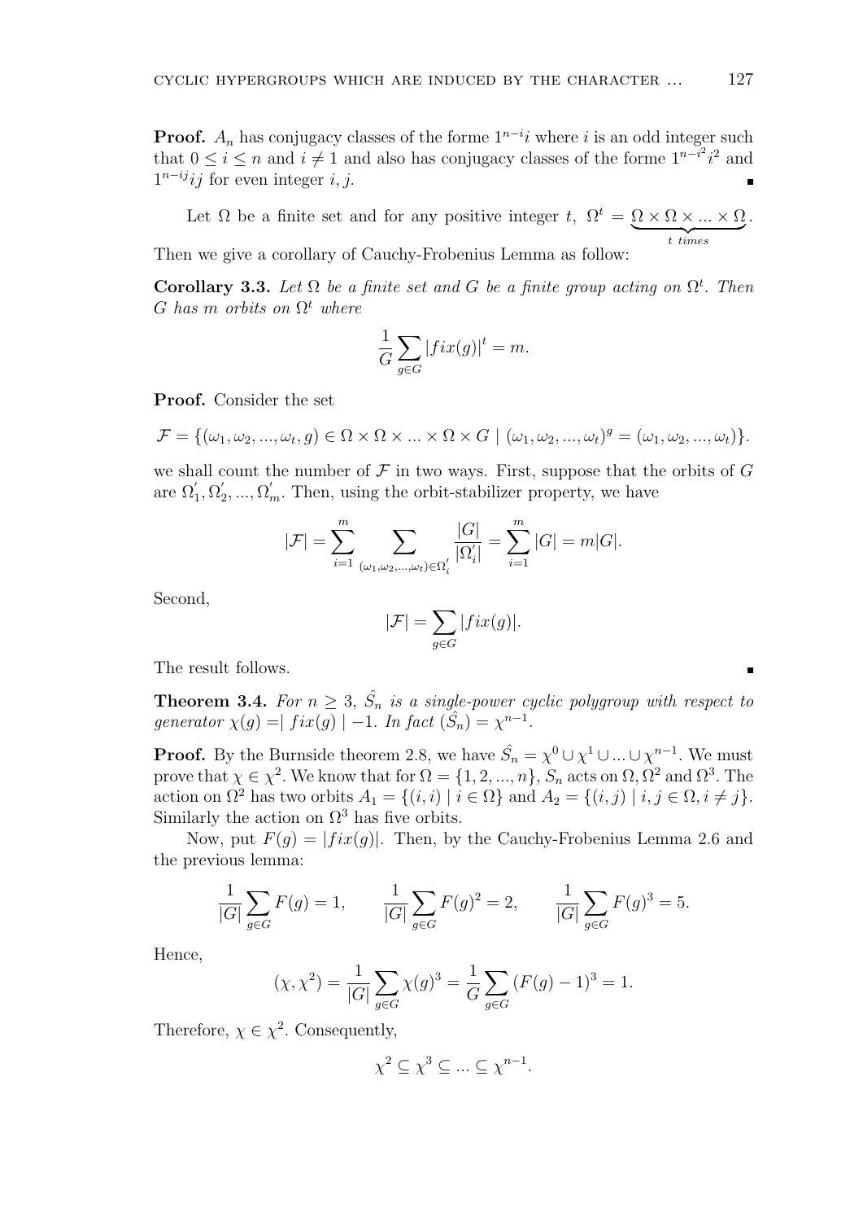**Proof.** $A_n$ has conjugacy classes of the forme $1^{n-i}i$ where $i$ is an odd integer such that $0 \leq i \leq n$ and $i \neq 1$ and also has conjugacy classes of the forme $1^{n-i^2}i^2$ and $1^{n-ij}ij$ for even integer $i, j$. ∎

Let $\Omega$ be a finite set and for any positive integer $t$, $\Omega^t = \underbrace{\Omega \times \Omega \times ... \times \Omega}_{t \ times}$.

Then we give a corollary of Cauchy-Frobenius Lemma as follow:

**Corollary 3.3.** *Let $\Omega$ be a finite set and $G$ be a finite group acting on $\Omega^t$. Then $G$ has $m$ orbits on $\Omega^t$ where*

$$\frac{1}{G}\sum_{g\in G} |fix(g)|^t = m.$$

**Proof.** Consider the set

$$\mathcal{F} = \{(\omega_1, \omega_2, ..., \omega_t, g) \in \Omega \times \Omega \times ... \times \Omega \times G \mid (\omega_1, \omega_2, ..., \omega_t)^g = (\omega_1, \omega_2, ..., \omega_t)\}.$$

we shall count the number of $\mathcal{F}$ in two ways. First, suppose that the orbits of $G$ are $\Omega_1', \Omega_2', ..., \Omega_m'$. Then, using the orbit-stabilizer property, we have

$$|\mathcal{F}| = \sum_{i=1}^{m} \sum_{(\omega_1,\omega_2,...,\omega_t)\in\Omega_i'} \frac{|G|}{|\Omega_i'|} = \sum_{i=1}^{m} |G| = m|G|.$$

Second,

$$|\mathcal{F}| = \sum_{g\in G} |fix(g)|.$$

The result follows. ∎

**Theorem 3.4.** *For $n \geq 3$, $\hat{S_n}$ is a single-power cyclic polygroup with respect to generator $\chi(g) = \mid fix(g) \mid -1$. In fact $(\hat{S_n}) = \chi^{n-1}$.*

**Proof.** By the Burnside theorem 2.8, we have $\hat{S_n} = \chi^0 \cup \chi^1 \cup ... \cup \chi^{n-1}$. We must prove that $\chi \in \chi^2$. We know that for $\Omega = \{1, 2, ..., n\}$, $S_n$ acts on $\Omega, \Omega^2$ and $\Omega^3$. The action on $\Omega^2$ has two orbits $A_1 = \{(i, i) \mid i \in \Omega\}$ and $A_2 = \{(i, j) \mid i, j \in \Omega, i \neq j\}$. Similarly the action on $\Omega^3$ has five orbits.

Now, put $F(g) = |fix(g)|$. Then, by the Cauchy-Frobenius Lemma 2.6 and the previous lemma:

$$\frac{1}{|G|}\sum_{g\in G} F(g) = 1, \qquad \frac{1}{|G|}\sum_{g\in G} F(g)^2 = 2, \qquad \frac{1}{|G|}\sum_{g\in G} F(g)^3 = 5.$$

Hence,

$$(\chi, \chi^2) = \frac{1}{|G|}\sum_{g\in G} \chi(g)^3 = \frac{1}{G}\sum_{g\in G} (F(g) - 1)^3 = 1.$$

Therefore, $\chi \in \chi^2$. Consequently,

$$\chi^2 \subseteq \chi^3 \subseteq ... \subseteq \chi^{n-1}.$$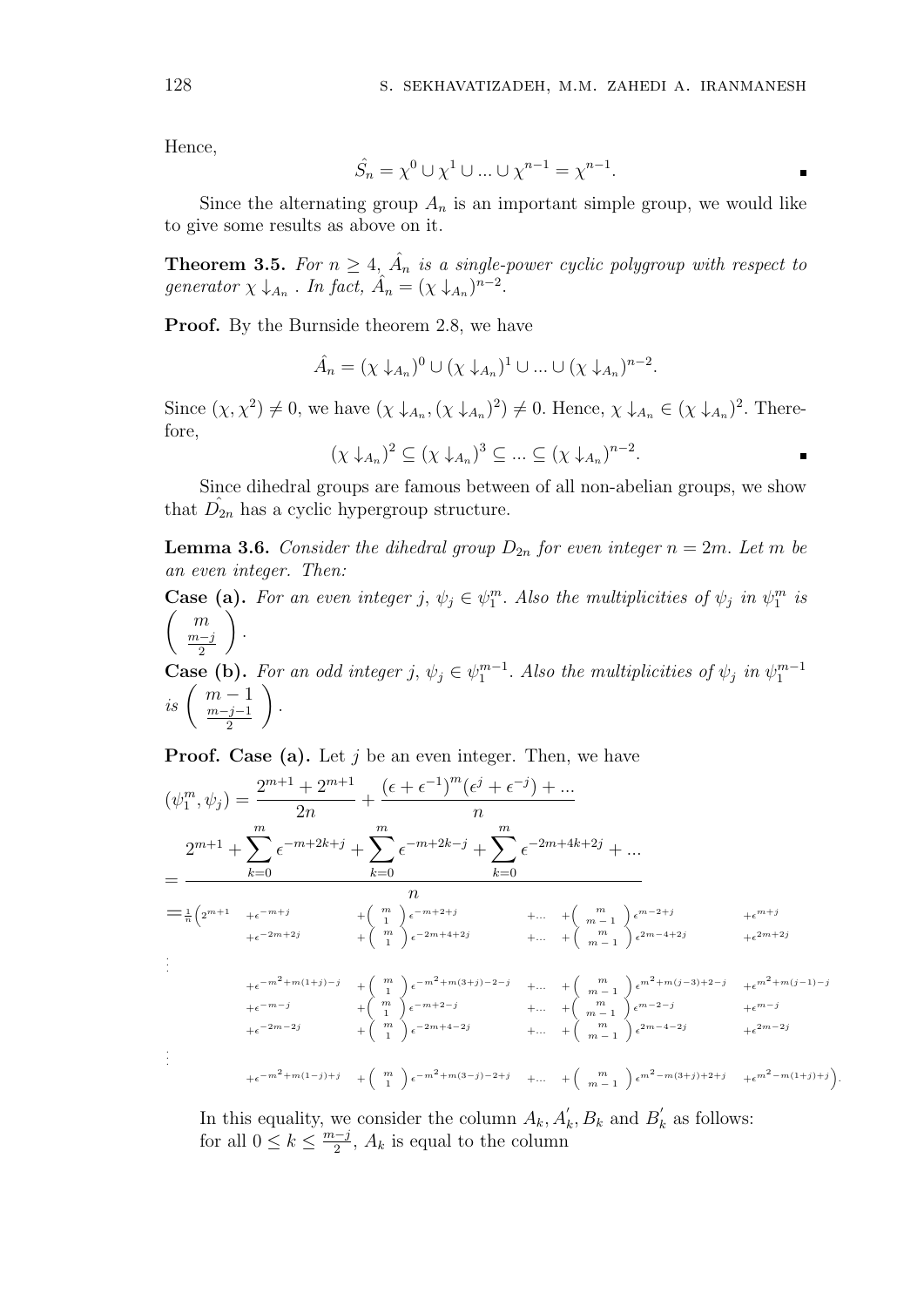Hence,

$$\hat{S_n} = \chi^0 \cup \chi^1 \cup ... \cup \chi^{n-1} = \chi^{n-1}. \qquad \blacksquare$$

Since the alternating group $A_n$ is an important simple group, we would like to give some results as above on it.

**Theorem 3.5.** *For $n \geq 4$, $\hat{A_n}$ is a single-power cyclic polygroup with respect to generator $\chi \downarrow_{A_n}$. In fact, $\hat{A_n} = (\chi \downarrow_{A_n})^{n-2}$.*

**Proof.** By the Burnside theorem 2.8, we have

$$\hat{A_n} = (\chi \downarrow_{A_n})^0 \cup (\chi \downarrow_{A_n})^1 \cup ... \cup (\chi \downarrow_{A_n})^{n-2}.$$

Since $(\chi, \chi^2) \neq 0$, we have $(\chi \downarrow_{A_n}, (\chi \downarrow_{A_n})^2) \neq 0$. Hence, $\chi \downarrow_{A_n} \in (\chi \downarrow_{A_n})^2$. Therefore,

$$(\chi \downarrow_{A_n})^2 \subseteq (\chi \downarrow_{A_n})^3 \subseteq ... \subseteq (\chi \downarrow_{A_n})^{n-2}. \qquad \blacksquare$$

Since dihedral groups are famous between of all non-abelian groups, we show that $\hat{D_{2n}}$ has a cyclic hypergroup structure.

**Lemma 3.6.** *Consider the dihedral group $D_{2n}$ for even integer $n = 2m$. Let $m$ be an even integer. Then:*

**Case (a).** *For an even integer $j$, $\psi_j \in \psi_1^m$. Also the multiplicities of $\psi_j$ in $\psi_1^m$ is $\begin{pmatrix} m \\ \frac{m-j}{2} \end{pmatrix}$.*

**Case (b).** *For an odd integer $j$, $\psi_j \in \psi_1^{m-1}$. Also the multiplicities of $\psi_j$ in $\psi_1^{m-1}$ is $\begin{pmatrix} m-1 \\ \frac{m-j-1}{2} \end{pmatrix}$.*

**Proof. Case (a).** Let $j$ be an even integer. Then, we have

$$(\psi_1^m, \psi_j) = \frac{2^{m+1} + 2^{m+1}}{2n} + \frac{(\epsilon + \epsilon^{-1})^m (\epsilon^j + \epsilon^{-j}) + ...}{n}$$

$$= \frac{2^{m+1} + \sum_{k=0}^{m} \epsilon^{-m+2k+j} + \sum_{k=0}^{m} \epsilon^{-m+2k-j} + \sum_{k=0}^{m} \epsilon^{-2m+4k+2j} + ...}{n}$$

$$\begin{aligned}
=\tfrac{1}{n}\Big(2^{m+1} \quad & +\epsilon^{-m+j} + \binom{m}{1}\epsilon^{-m+2+j} + ... + \binom{m}{m-1}\epsilon^{m-2+j} + \epsilon^{m+j} \\
& +\epsilon^{-2m+2j} + \binom{m}{1}\epsilon^{-2m+4+2j} + ... + \binom{m}{m-1}\epsilon^{2m-4+2j} + \epsilon^{2m+2j} \\
& \vdots \\
& +\epsilon^{-m^2+m(1+j)-j} + \binom{m}{1}\epsilon^{-m^2+m(3+j)-2-j} + ... + \binom{m}{m-1}\epsilon^{m^2+m(j-3)+2-j} + \epsilon^{m^2+m(j-1)-j} \\
& +\epsilon^{-m-j} + \binom{m}{1}\epsilon^{-m+2-j} + ... + \binom{m}{m-1}\epsilon^{m-2-j} + \epsilon^{m-j} \\
& +\epsilon^{-2m-2j} + \binom{m}{1}\epsilon^{-2m+4-2j} + ... + \binom{m}{m-1}\epsilon^{2m-4-2j} + \epsilon^{2m-2j} \\
& \vdots \\
& +\epsilon^{-m^2+m(1-j)+j} + \binom{m}{1}\epsilon^{-m^2+m(3-j)-2+j} + ... + \binom{m}{m-1}\epsilon^{m^2-m(3+j)+2+j} + \epsilon^{m^2-m(1+j)+j}\Big).
\end{aligned}$$

In this equality, we consider the column $A_k, A_k^{'}, B_k$ and $B_k^{'}$ as follows: for all $0 \leq k \leq \frac{m-j}{2}$, $A_k$ is equal to the column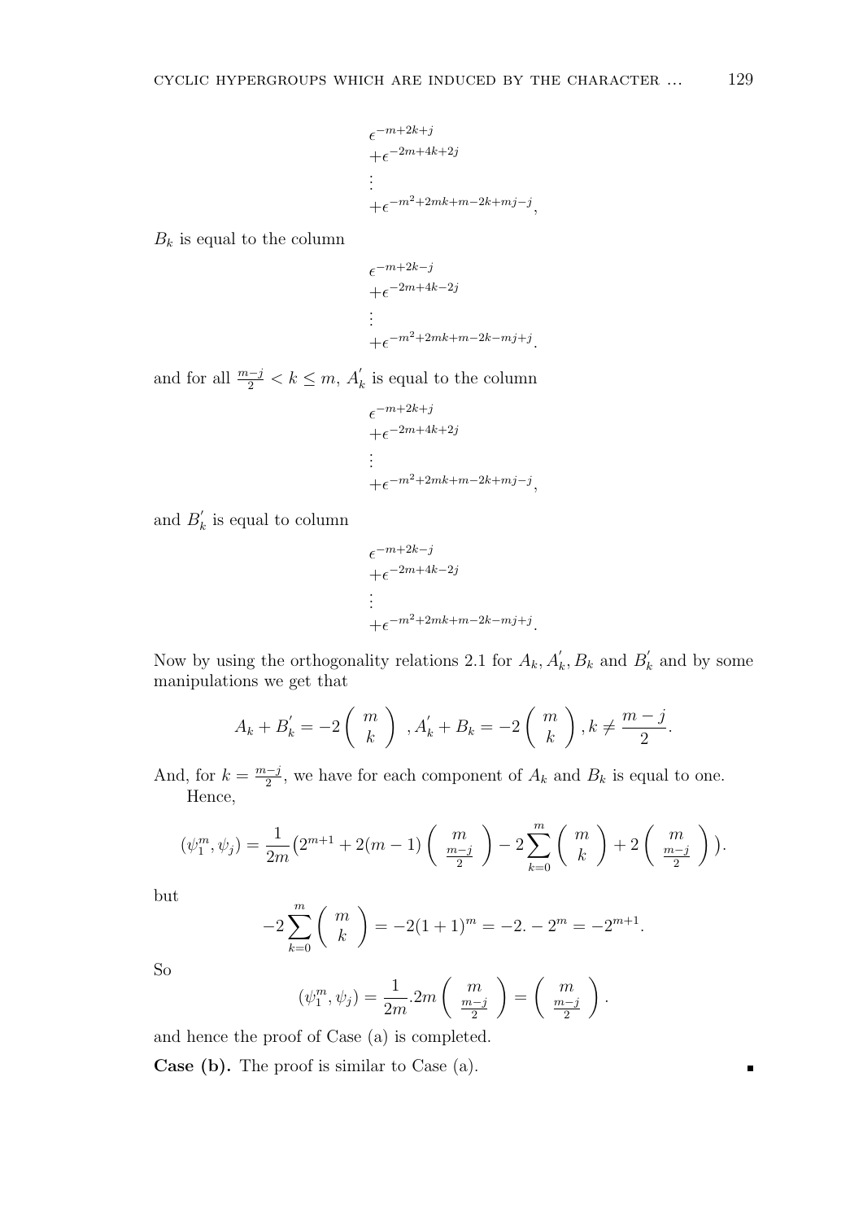$$
\begin{array}{l}
\epsilon^{-m+2k+j} \\
+\epsilon^{-2m+4k+2j} \\
\vdots \\
+\epsilon^{-m^2+2mk+m-2k+mj-j},
\end{array}
$$

$B_k$ is equal to the column

$$
\begin{array}{l}
\epsilon^{-m+2k-j} \\
+\epsilon^{-2m+4k-2j} \\
\vdots \\
+\epsilon^{-m^2+2mk+m-2k-mj+j}.
\end{array}
$$

and for all $\frac{m-j}{2} < k \leq m$, $A_k^{'}$ is equal to the column

$$
\begin{array}{l}
\epsilon^{-m+2k+j} \\
+\epsilon^{-2m+4k+2j} \\
\vdots \\
+\epsilon^{-m^2+2mk+m-2k+mj-j},
\end{array}
$$

and $B_k^{'}$ is equal to column

$$
\begin{array}{l}
\epsilon^{-m+2k-j} \\
+\epsilon^{-2m+4k-2j} \\
\vdots \\
+\epsilon^{-m^2+2mk+m-2k-mj+j}.
\end{array}
$$

Now by using the orthogonality relations 2.1 for $A_k, A_k^{'}, B_k$ and $B_k^{'}$ and by some manipulations we get that

$$
A_k + B_k^{'} = -2\left(\begin{array}{c} m \\ k \end{array}\right),\ A_k^{'} + B_k = -2\left(\begin{array}{c} m \\ k \end{array}\right), k \neq \frac{m-j}{2}.
$$

And, for $k = \frac{m-j}{2}$, we have for each component of $A_k$ and $B_k$ is equal to one.

Hence,

$$
(\psi_1^m, \psi_j) = \frac{1}{2m}\big(2^{m+1} + 2(m-1)\left(\begin{array}{c} m \\ \frac{m-j}{2} \end{array}\right) - 2\sum_{k=0}^{m}\left(\begin{array}{c} m \\ k \end{array}\right) + 2\left(\begin{array}{c} m \\ \frac{m-j}{2} \end{array}\right)\big).
$$

but

$$
-2\sum_{k=0}^{m}\left(\begin{array}{c} m \\ k \end{array}\right) = -2(1+1)^m = -2.-2^m = -2^{m+1}.
$$

So

$$
(\psi_1^m, \psi_j) = \frac{1}{2m}.2m\left(\begin{array}{c} m \\ \frac{m-j}{2} \end{array}\right) = \left(\begin{array}{c} m \\ \frac{m-j}{2} \end{array}\right).
$$

and hence the proof of Case (a) is completed.

**Case (b).** The proof is similar to Case (a). ∎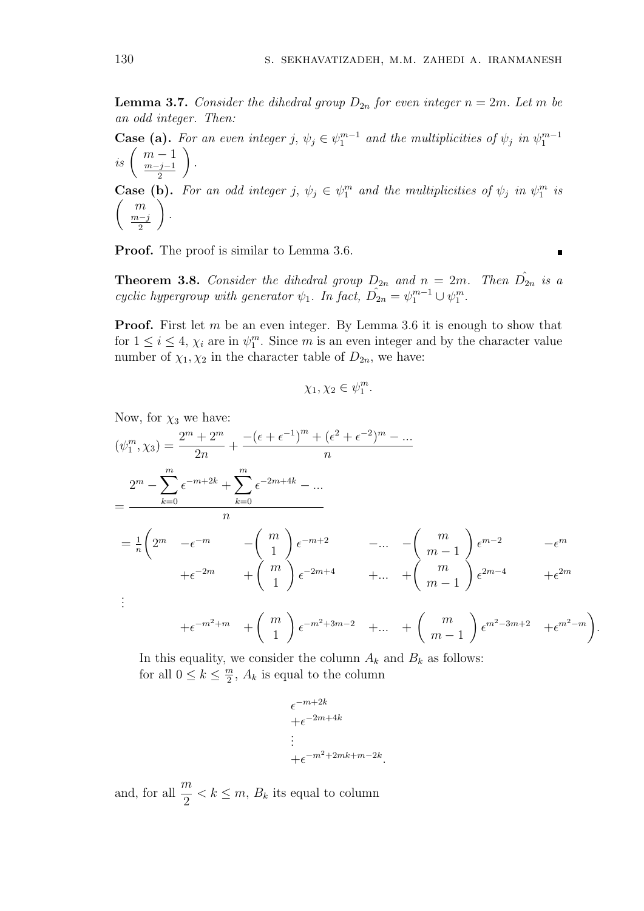**Lemma 3.7.** *Consider the dihedral group $D_{2n}$ for even integer $n = 2m$. Let $m$ be an odd integer. Then:*

**Case (a).** *For an even integer $j$, $\psi_j \in \psi_1^{m-1}$ and the multiplicities of $\psi_j$ in $\psi_1^{m-1}$ is $\begin{pmatrix} m-1 \\ \frac{m-j-1}{2} \end{pmatrix}$.*

**Case (b).** *For an odd integer $j$, $\psi_j \in \psi_1^m$ and the multiplicities of $\psi_j$ in $\psi_1^m$ is $\begin{pmatrix} m \\ \frac{m-j}{2} \end{pmatrix}$.*

**Proof.** The proof is similar to Lemma 3.6. ∎

**Theorem 3.8.** *Consider the dihedral group $D_{2n}$ and $n = 2m$. Then $\hat{D_{2n}}$ is a cyclic hypergroup with generator $\psi_1$. In fact, $\hat{D_{2n}} = \psi_1^{m-1} \cup \psi_1^m$.*

**Proof.** First let $m$ be an even integer. By Lemma 3.6 it is enough to show that for $1 \leq i \leq 4$, $\chi_i$ are in $\psi_1^m$. Since $m$ is an even integer and by the character value number of $\chi_1, \chi_2$ in the character table of $D_{2n}$, we have:

$$\chi_1, \chi_2 \in \psi_1^m.$$

Now, for $\chi_3$ we have:

$$(\psi_1^m, \chi_3) = \frac{2^m + 2^m}{2n} + \frac{-(\epsilon + \epsilon^{-1})^m + (\epsilon^2 + \epsilon^{-2})^m - ...}{n}$$

$$= \frac{2^m - \sum_{k=0}^{m} \epsilon^{-m+2k} + \sum_{k=0}^{m} \epsilon^{-2m+4k} - ...}{n}$$

$$\begin{aligned}
= \frac{1}{n}\Bigg(2^m \quad & -\epsilon^{-m} && -\begin{pmatrix} m \\ 1 \end{pmatrix}\epsilon^{-m+2} && -... && -\begin{pmatrix} m \\ m-1 \end{pmatrix}\epsilon^{m-2} && -\epsilon^{m} \\
& +\epsilon^{-2m} && +\begin{pmatrix} m \\ 1 \end{pmatrix}\epsilon^{-2m+4} && +... && +\begin{pmatrix} m \\ m-1 \end{pmatrix}\epsilon^{2m-4} && +\epsilon^{2m} \\
\vdots \\
& +\epsilon^{-m^2+m} && +\begin{pmatrix} m \\ 1 \end{pmatrix}\epsilon^{-m^2+3m-2} && +... && +\begin{pmatrix} m \\ m-1 \end{pmatrix}\epsilon^{m^2-3m+2} && +\epsilon^{m^2-m}\Bigg).
\end{aligned}$$

In this equality, we consider the column $A_k$ and $B_k$ as follows: for all $0 \leq k \leq \frac{m}{2}$, $A_k$ is equal to the column

$$\begin{aligned}
&\epsilon^{-m+2k} \\
&+\epsilon^{-2m+4k} \\
&\vdots \\
&+\epsilon^{-m^2+2mk+m-2k}.
\end{aligned}$$

and, for all $\frac{m}{2} < k \leq m$, $B_k$ its equal to column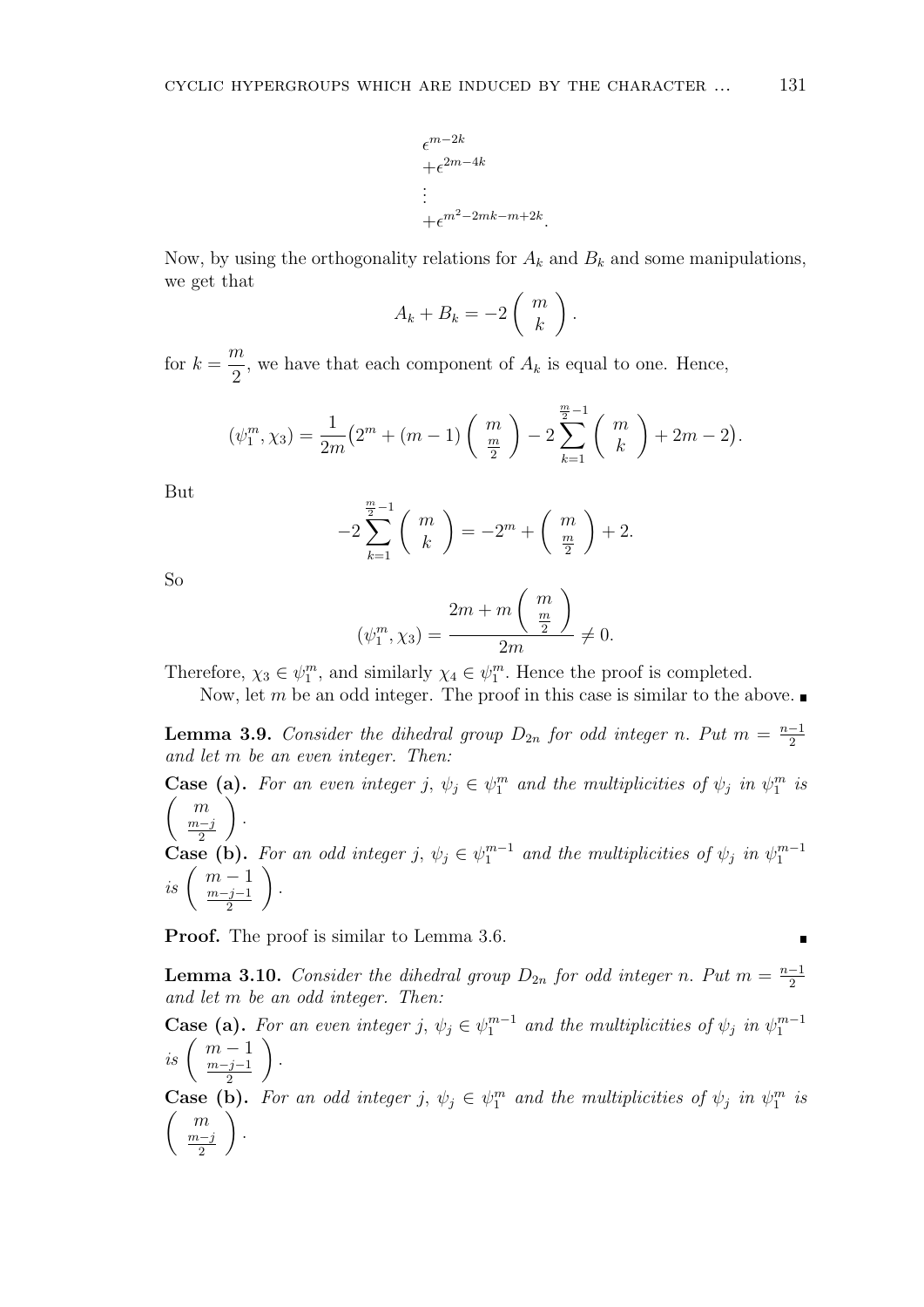$$
\begin{aligned}
&\epsilon^{m-2k} \\
&+\epsilon^{2m-4k} \\
&\vdots \\
&+\epsilon^{m^2-2mk-m+2k}.
\end{aligned}
$$

Now, by using the orthogonality relations for $A_k$ and $B_k$ and some manipulations, we get that

$$
A_k + B_k = -2 \binom{m}{k}.
$$

for $k = \dfrac{m}{2}$, we have that each component of $A_k$ is equal to one. Hence,

$$
(\psi_1^m, \chi_3) = \frac{1}{2m}\Big(2^m + (m-1)\binom{m}{\frac{m}{2}} - 2\sum_{k=1}^{\frac{m}{2}-1}\binom{m}{k} + 2m - 2\Big).
$$

But

$$
-2\sum_{k=1}^{\frac{m}{2}-1}\binom{m}{k} = -2^m + \binom{m}{\frac{m}{2}} + 2.
$$

So

$$
(\psi_1^m, \chi_3) = \frac{2m + m\binom{m}{\frac{m}{2}}}{2m} \neq 0.
$$

Therefore, $\chi_3 \in \psi_1^m$, and similarly $\chi_4 \in \psi_1^m$. Hence the proof is completed.

Now, let $m$ be an odd integer. The proof in this case is similar to the above. ∎

**Lemma 3.9.** *Consider the dihedral group $D_{2n}$ for odd integer $n$. Put $m = \frac{n-1}{2}$ and let $m$ be an even integer. Then:*

**Case (a).** *For an even integer $j$, $\psi_j \in \psi_1^m$ and the multiplicities of $\psi_j$ in $\psi_1^m$ is $\binom{m}{\frac{m-j}{2}}$.*

**Case (b).** *For an odd integer $j$, $\psi_j \in \psi_1^{m-1}$ and the multiplicities of $\psi_j$ in $\psi_1^{m-1}$ is $\binom{m-1}{\frac{m-j-1}{2}}$.*

**Proof.** The proof is similar to Lemma 3.6. ∎

**Lemma 3.10.** *Consider the dihedral group $D_{2n}$ for odd integer $n$. Put $m = \frac{n-1}{2}$ and let $m$ be an odd integer. Then:*

**Case (a).** *For an even integer $j$, $\psi_j \in \psi_1^{m-1}$ and the multiplicities of $\psi_j$ in $\psi_1^{m-1}$ is $\binom{m-1}{\frac{m-j-1}{2}}$.*

**Case (b).** *For an odd integer $j$, $\psi_j \in \psi_1^m$ and the multiplicities of $\psi_j$ in $\psi_1^m$ is $\binom{m}{\frac{m-j}{2}}$.*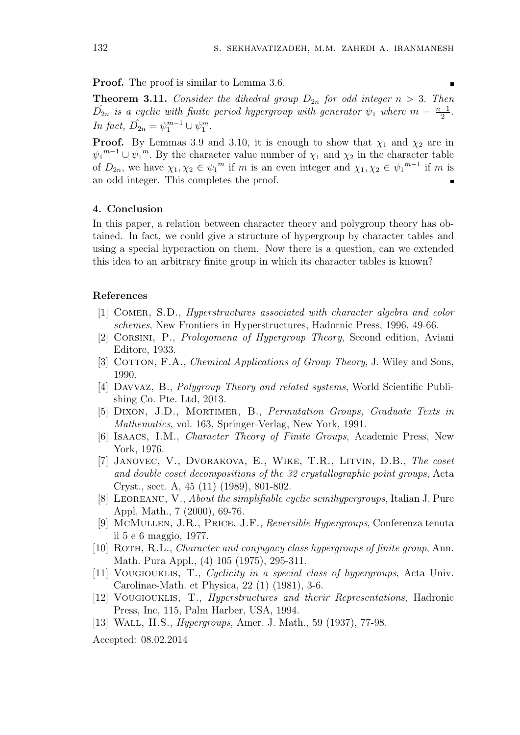**Proof.** The proof is similar to Lemma 3.6. ∎

**Theorem 3.11.** *Consider the dihedral group $D_{2n}$ for odd integer $n > 3$. Then $\hat{D_{2n}}$ is a cyclic with finite period hypergroup with generator $\psi_1$ where $m = \frac{n-1}{2}$. In fact, $\hat{D_{2n}} = \psi_1^{m-1} \cup \psi_1^m$.*

**Proof.** By Lemmas 3.9 and 3.10, it is enough to show that $\chi_1$ and $\chi_2$ are in ${\psi_1}^{m-1} \cup {\psi_1}^m$. By the character value number of $\chi_1$ and $\chi_2$ in the character table of $D_{2n}$, we have $\chi_1, \chi_2 \in {\psi_1}^m$ if $m$ is an even integer and $\chi_1, \chi_2 \in {\psi_1}^{m-1}$ if $m$ is an odd integer. This completes the proof. ∎

## 4. Conclusion

In this paper, a relation between character theory and polygroup theory has obtained. In fact, we could give a structure of hypergroup by character tables and using a special hyperaction on them. Now there is a question, can we extended this idea to an arbitrary finite group in which its character tables is known?

## References

[1] Comer, S.D., *Hyperstructures associated with character algebra and color schemes*, New Frontiers in Hyperstructures, Hadornic Press, 1996, 49-66.

[2] Corsini, P., *Prolegomena of Hypergroup Theory*, Second edition, Aviani Editore, 1933.

[3] Cotton, F.A., *Chemical Applications of Group Theory*, J. Wiley and Sons, 1990.

[4] Davvaz, B., *Polygroup Theory and related systems*, World Scientific Publishing Co. Pte. Ltd, 2013.

[5] Dixon, J.D., Mortimer, B., *Permutation Groups, Graduate Texts in Mathematics*, vol. 163, Springer-Verlag, New York, 1991.

[6] Isaacs, I.M., *Character Theory of Finite Groups*, Academic Press, New York, 1976.

[7] Janovec, V., Dvorakova, E., Wike, T.R., Litvin, D.B., *The coset and double coset decompositions of the 32 crystallographic point groups*, Acta Cryst., sect. A, 45 (11) (1989), 801-802.

[8] Leoreanu, V., *About the simplifiable cyclic semihypergroups*, Italian J. Pure Appl. Math., 7 (2000), 69-76.

[9] McMullen, J.R., Price, J.F., *Reversible Hypergroups*, Conferenza tenuta il 5 e 6 maggio, 1977.

[10] Roth, R.L., *Character and conjugacy class hypergroups of finite group*, Ann. Math. Pura Appl., (4) 105 (1975), 295-311.

[11] Vougiouklis, T., *Cyclicity in a special class of hypergroups*, Acta Univ. Carolinae-Math. et Physica, 22 (1) (1981), 3-6.

[12] Vougiouklis, T., *Hyperstructures and therir Representations*, Hadronic Press, Inc, 115, Palm Harber, USA, 1994.

[13] Wall, H.S., *Hypergroups*, Amer. J. Math., 59 (1937), 77-98.

Accepted: 08.02.2014